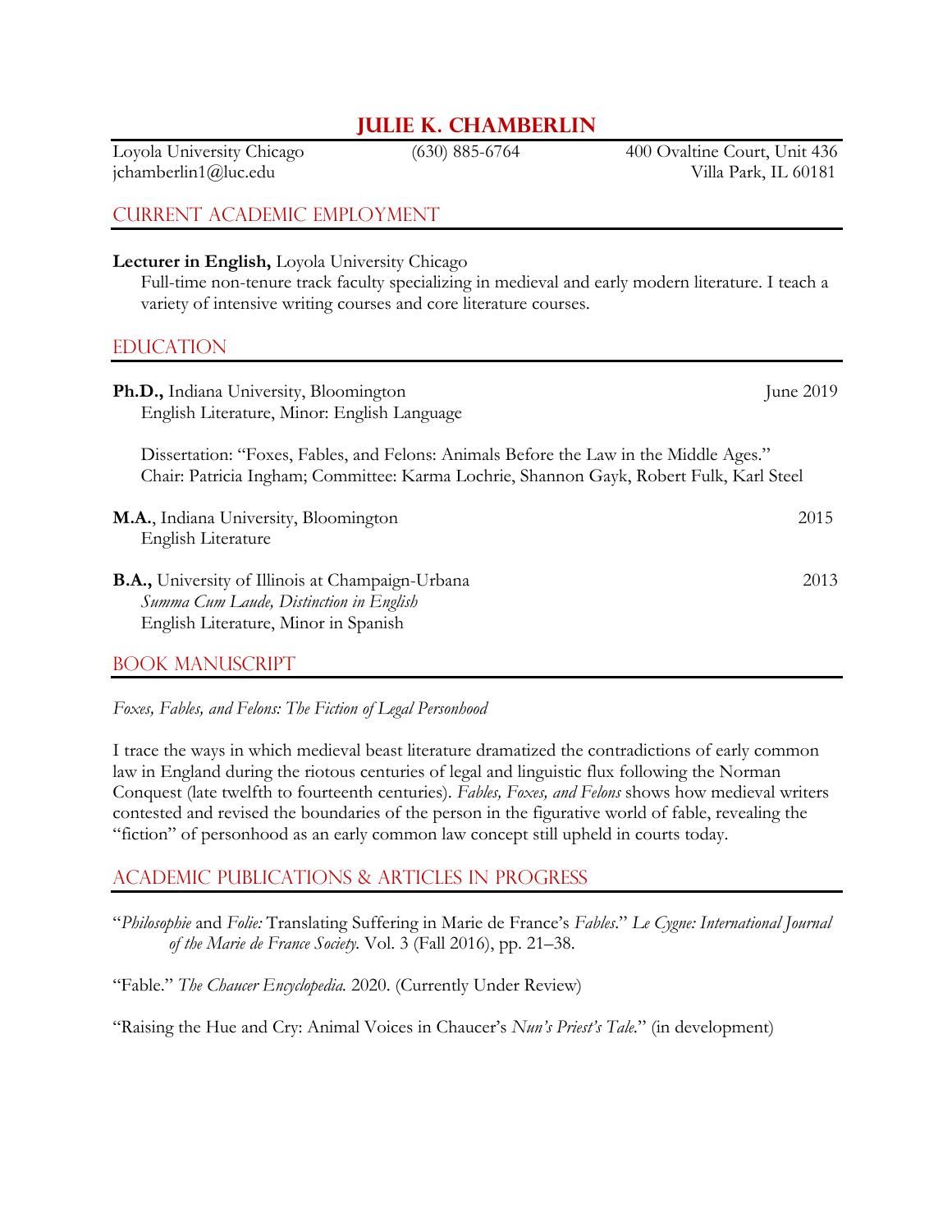# Julie K. Chamberlin

Loyola University Chicago
jchamberlin1@luc.edu

(630) 885-6764

400 Ovaltine Court, Unit 436
Villa Park, IL 60181

## Current Academic Employment

**Lecturer in English,** Loyola University Chicago
Full-time non-tenure track faculty specializing in medieval and early modern literature. I teach a variety of intensive writing courses and core literature courses.

## Education

**Ph.D.,** Indiana University, Bloomington — June 2019
English Literature, Minor: English Language

Dissertation: "Foxes, Fables, and Felons: Animals Before the Law in the Middle Ages."
Chair: Patricia Ingham; Committee: Karma Lochrie, Shannon Gayk, Robert Fulk, Karl Steel

**M.A.**, Indiana University, Bloomington — 2015
English Literature

**B.A.,** University of Illinois at Champaign-Urbana — 2013
*Summa Cum Laude, Distinction in English*
English Literature, Minor in Spanish

## Book Manuscript

*Foxes, Fables, and Felons: The Fiction of Legal Personhood*

I trace the ways in which medieval beast literature dramatized the contradictions of early common law in England during the riotous centuries of legal and linguistic flux following the Norman Conquest (late twelfth to fourteenth centuries). *Fables, Foxes, and Felons* shows how medieval writers contested and revised the boundaries of the person in the figurative world of fable, revealing the "fiction" of personhood as an early common law concept still upheld in courts today.

## Academic Publications & Articles in Progress

"*Philosophie* and *Folie:* Translating Suffering in Marie de France's *Fables*." *Le Cygne: International Journal of the Marie de France Society.* Vol. 3 (Fall 2016), pp. 21–38.

"Fable." *The Chaucer Encyclopedia.* 2020. (Currently Under Review)

"Raising the Hue and Cry: Animal Voices in Chaucer's *Nun's Priest's Tale.*" (in development)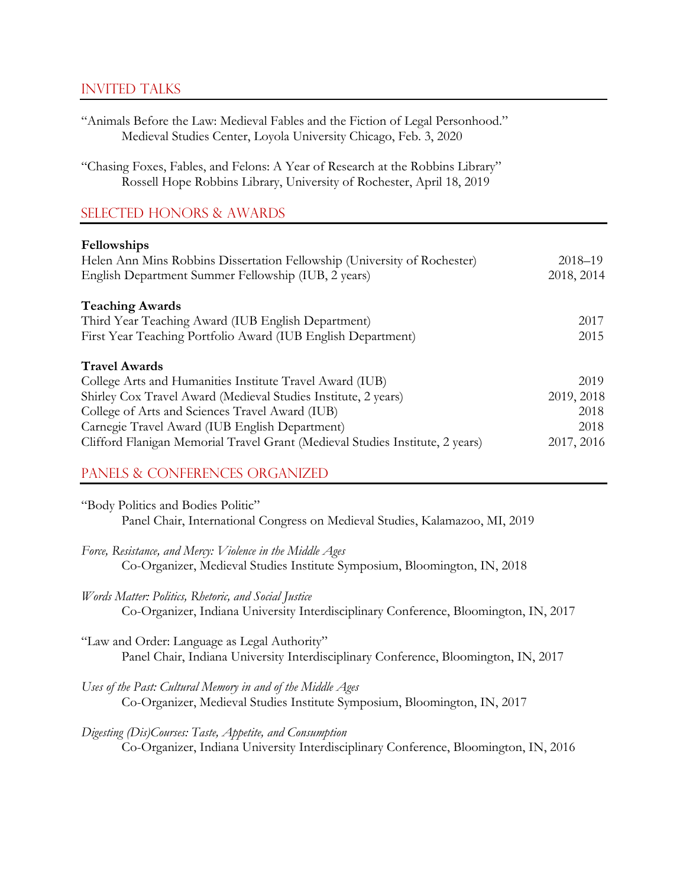## Invited Talks

"Animals Before the Law: Medieval Fables and the Fiction of Legal Personhood."
Medieval Studies Center, Loyola University Chicago, Feb. 3, 2020

"Chasing Foxes, Fables, and Felons: A Year of Research at the Robbins Library"
Rossell Hope Robbins Library, University of Rochester, April 18, 2019

## Selected Honors & Awards

**Fellowships**

| | |
|---|---|
| Helen Ann Mins Robbins Dissertation Fellowship (University of Rochester) | 2018–19 |
| English Department Summer Fellowship (IUB, 2 years) | 2018, 2014 |

**Teaching Awards**

| | |
|---|---|
| Third Year Teaching Award (IUB English Department) | 2017 |
| First Year Teaching Portfolio Award (IUB English Department) | 2015 |

**Travel Awards**

| | |
|---|---|
| College Arts and Humanities Institute Travel Award (IUB) | 2019 |
| Shirley Cox Travel Award (Medieval Studies Institute, 2 years) | 2019, 2018 |
| College of Arts and Sciences Travel Award (IUB) | 2018 |
| Carnegie Travel Award (IUB English Department) | 2018 |
| Clifford Flanigan Memorial Travel Grant (Medieval Studies Institute, 2 years) | 2017, 2016 |

## Panels & Conferences Organized

"Body Politics and Bodies Politic"
Panel Chair, International Congress on Medieval Studies, Kalamazoo, MI, 2019

*Force, Resistance, and Mercy: Violence in the Middle Ages*
Co-Organizer, Medieval Studies Institute Symposium, Bloomington, IN, 2018

*Words Matter: Politics, Rhetoric, and Social Justice*
Co-Organizer, Indiana University Interdisciplinary Conference, Bloomington, IN, 2017

"Law and Order: Language as Legal Authority"
Panel Chair, Indiana University Interdisciplinary Conference, Bloomington, IN, 2017

*Uses of the Past: Cultural Memory in and of the Middle Ages*
Co-Organizer, Medieval Studies Institute Symposium, Bloomington, IN, 2017

*Digesting (Dis)Courses: Taste, Appetite, and Consumption*
Co-Organizer, Indiana University Interdisciplinary Conference, Bloomington, IN, 2016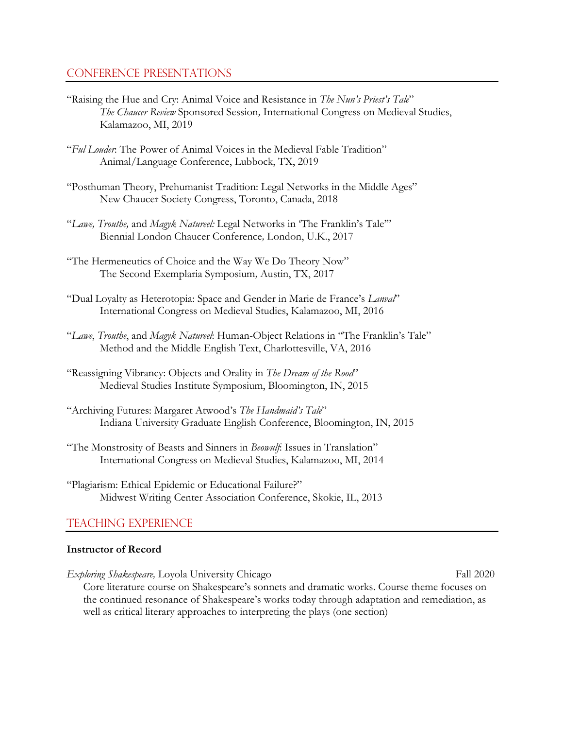## Conference Presentations

"Raising the Hue and Cry: Animal Voice and Resistance in *The Nun's Priest's Tale*"
*The Chaucer Review* Sponsored Session*,* International Congress on Medieval Studies, Kalamazoo, MI, 2019

"*Ful Louder*: The Power of Animal Voices in the Medieval Fable Tradition"
Animal/Language Conference, Lubbock, TX, 2019

"Posthuman Theory, Prehumanist Tradition: Legal Networks in the Middle Ages"
New Chaucer Society Congress, Toronto, Canada, 2018

"*Lawe, Trouthe,* and *Magyk Natureel:* Legal Networks in 'The Franklin's Tale'"
Biennial London Chaucer Conference*,* London, U.K., 2017

"The Hermeneutics of Choice and the Way We Do Theory Now"
The Second Exemplaria Symposium*,* Austin, TX, 2017

"Dual Loyalty as Heterotopia: Space and Gender in Marie de France's *Lanval*"
International Congress on Medieval Studies, Kalamazoo, MI, 2016

"*Lawe*, *Trouthe*, and *Magyk Natureel*: Human-Object Relations in "The Franklin's Tale"
Method and the Middle English Text, Charlottesville, VA, 2016

"Reassigning Vibrancy: Objects and Orality in *The Dream of the Rood*"
Medieval Studies Institute Symposium, Bloomington, IN, 2015

"Archiving Futures: Margaret Atwood's *The Handmaid's Tale*"
Indiana University Graduate English Conference, Bloomington, IN, 2015

"The Monstrosity of Beasts and Sinners in *Beowulf*: Issues in Translation"
International Congress on Medieval Studies, Kalamazoo, MI, 2014

"Plagiarism: Ethical Epidemic or Educational Failure?"
Midwest Writing Center Association Conference, Skokie, IL, 2013

## Teaching Experience

**Instructor of Record**

*Exploring Shakespeare,* Loyola University Chicago — Fall 2020
Core literature course on Shakespeare's sonnets and dramatic works. Course theme focuses on the continued resonance of Shakespeare's works today through adaptation and remediation, as well as critical literary approaches to interpreting the plays (one section)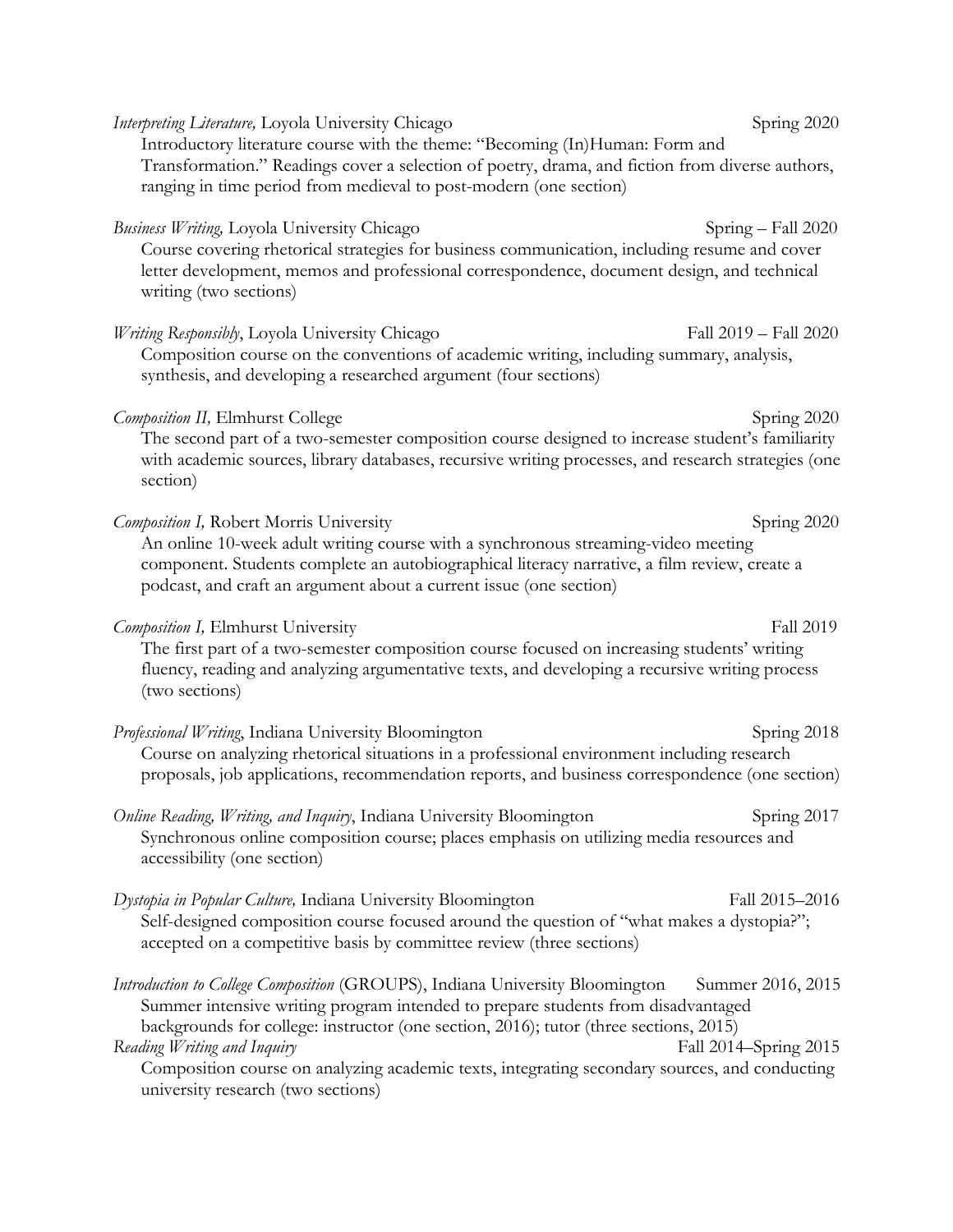*Interpreting Literature,* Loyola University Chicago Spring 2020

Introductory literature course with the theme: "Becoming (In)Human: Form and Transformation." Readings cover a selection of poetry, drama, and fiction from diverse authors, ranging in time period from medieval to post-modern (one section)

*Business Writing,* Loyola University Chicago Spring – Fall 2020

Course covering rhetorical strategies for business communication, including resume and cover letter development, memos and professional correspondence, document design, and technical writing (two sections)

*Writing Responsibly*, Loyola University Chicago Fall 2019 – Fall 2020

Composition course on the conventions of academic writing, including summary, analysis, synthesis, and developing a researched argument (four sections)

*Composition II,* Elmhurst College Spring 2020

The second part of a two-semester composition course designed to increase student's familiarity with academic sources, library databases, recursive writing processes, and research strategies (one section)

*Composition I,* Robert Morris University Spring 2020

An online 10-week adult writing course with a synchronous streaming-video meeting component. Students complete an autobiographical literacy narrative, a film review, create a podcast, and craft an argument about a current issue (one section)

*Composition I,* Elmhurst University Fall 2019

The first part of a two-semester composition course focused on increasing students' writing fluency, reading and analyzing argumentative texts, and developing a recursive writing process (two sections)

*Professional Writing*, Indiana University Bloomington Spring 2018

Course on analyzing rhetorical situations in a professional environment including research proposals, job applications, recommendation reports, and business correspondence (one section)

*Online Reading, Writing, and Inquiry*, Indiana University Bloomington Spring 2017

Synchronous online composition course; places emphasis on utilizing media resources and accessibility (one section)

*Dystopia in Popular Culture,* Indiana University Bloomington Fall 2015–2016

Self-designed composition course focused around the question of "what makes a dystopia?"; accepted on a competitive basis by committee review (three sections)

*Introduction to College Composition* (GROUPS), Indiana University Bloomington Summer 2016, 2015

Summer intensive writing program intended to prepare students from disadvantaged backgrounds for college: instructor (one section, 2016); tutor (three sections, 2015)

*Reading Writing and Inquiry* Fall 2014–Spring 2015

Composition course on analyzing academic texts, integrating secondary sources, and conducting university research (two sections)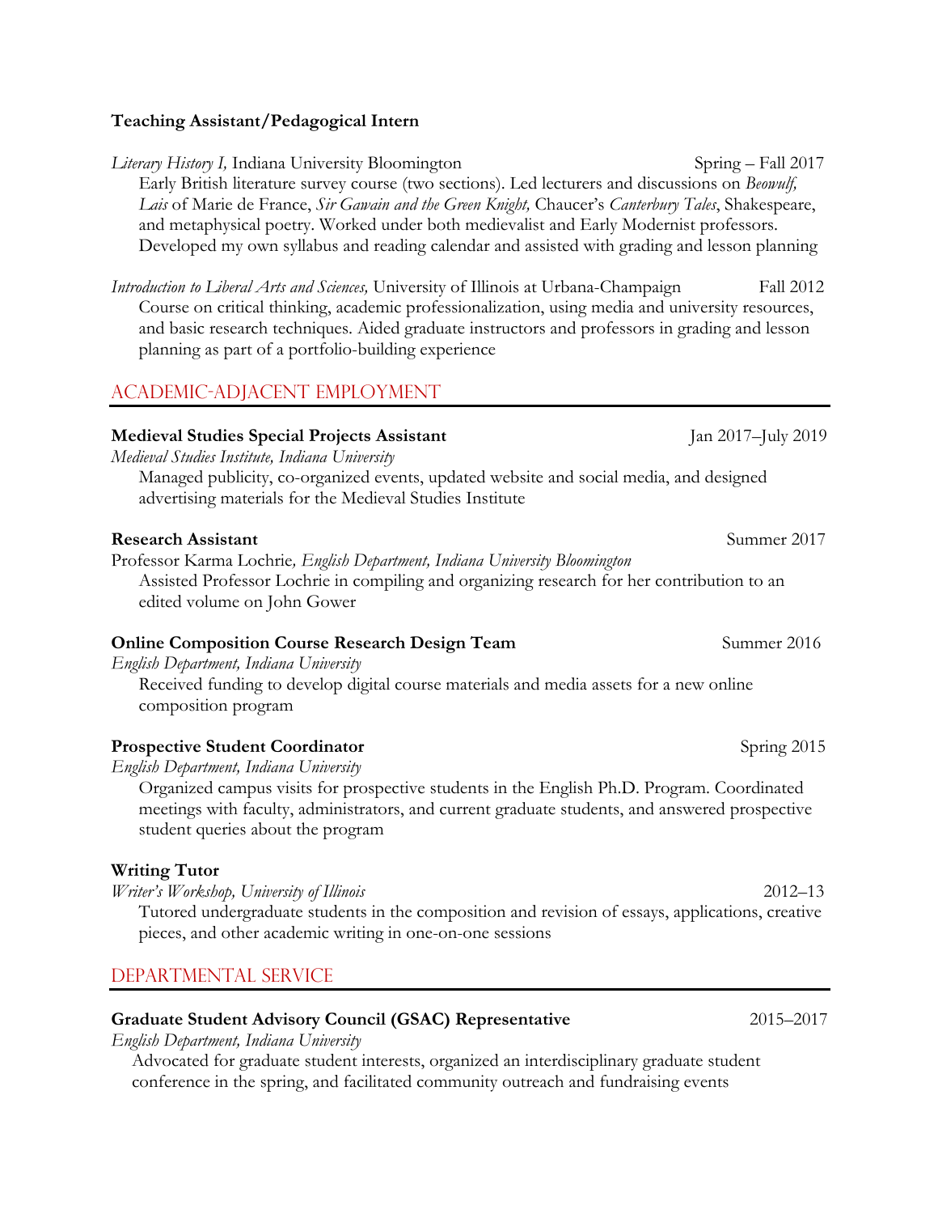**Teaching Assistant/Pedagogical Intern**

*Literary History I,* Indiana University Bloomington — Spring – Fall 2017

Early British literature survey course (two sections). Led lecturers and discussions on *Beowulf, Lais* of Marie de France, *Sir Gawain and the Green Knight,* Chaucer's *Canterbury Tales*, Shakespeare, and metaphysical poetry. Worked under both medievalist and Early Modernist professors. Developed my own syllabus and reading calendar and assisted with grading and lesson planning

*Introduction to Liberal Arts and Sciences,* University of Illinois at Urbana-Champaign — Fall 2012

Course on critical thinking, academic professionalization, using media and university resources, and basic research techniques. Aided graduate instructors and professors in grading and lesson planning as part of a portfolio-building experience

## Academic-Adjacent Employment

**Medieval Studies Special Projects Assistant** — Jan 2017–July 2019

*Medieval Studies Institute, Indiana University*

Managed publicity, co-organized events, updated website and social media, and designed advertising materials for the Medieval Studies Institute

**Research Assistant** — Summer 2017

Professor Karma Lochrie*, English Department, Indiana University Bloomington*

Assisted Professor Lochrie in compiling and organizing research for her contribution to an edited volume on John Gower

**Online Composition Course Research Design Team** — Summer 2016

*English Department, Indiana University*

Received funding to develop digital course materials and media assets for a new online composition program

**Prospective Student Coordinator** — Spring 2015

*English Department, Indiana University*

Organized campus visits for prospective students in the English Ph.D. Program. Coordinated meetings with faculty, administrators, and current graduate students, and answered prospective student queries about the program

**Writing Tutor**

*Writer's Workshop, University of Illinois* — 2012–13

Tutored undergraduate students in the composition and revision of essays, applications, creative pieces, and other academic writing in one-on-one sessions

## Departmental Service

**Graduate Student Advisory Council (GSAC) Representative** — 2015–2017

*English Department, Indiana University*

Advocated for graduate student interests, organized an interdisciplinary graduate student conference in the spring, and facilitated community outreach and fundraising events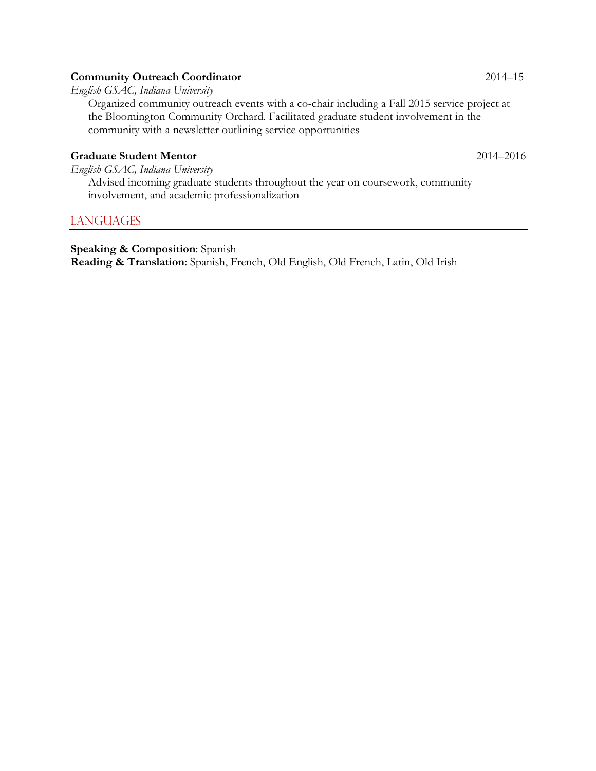**Community Outreach Coordinator** 2014–15

*English GSAC, Indiana University*

Organized community outreach events with a co-chair including a Fall 2015 service project at the Bloomington Community Orchard. Facilitated graduate student involvement in the community with a newsletter outlining service opportunities

**Graduate Student Mentor** 2014–2016

*English GSAC, Indiana University*

Advised incoming graduate students throughout the year on coursework, community involvement, and academic professionalization

## LANGUAGES

**Speaking & Composition**: Spanish
**Reading & Translation**: Spanish, French, Old English, Old French, Latin, Old Irish